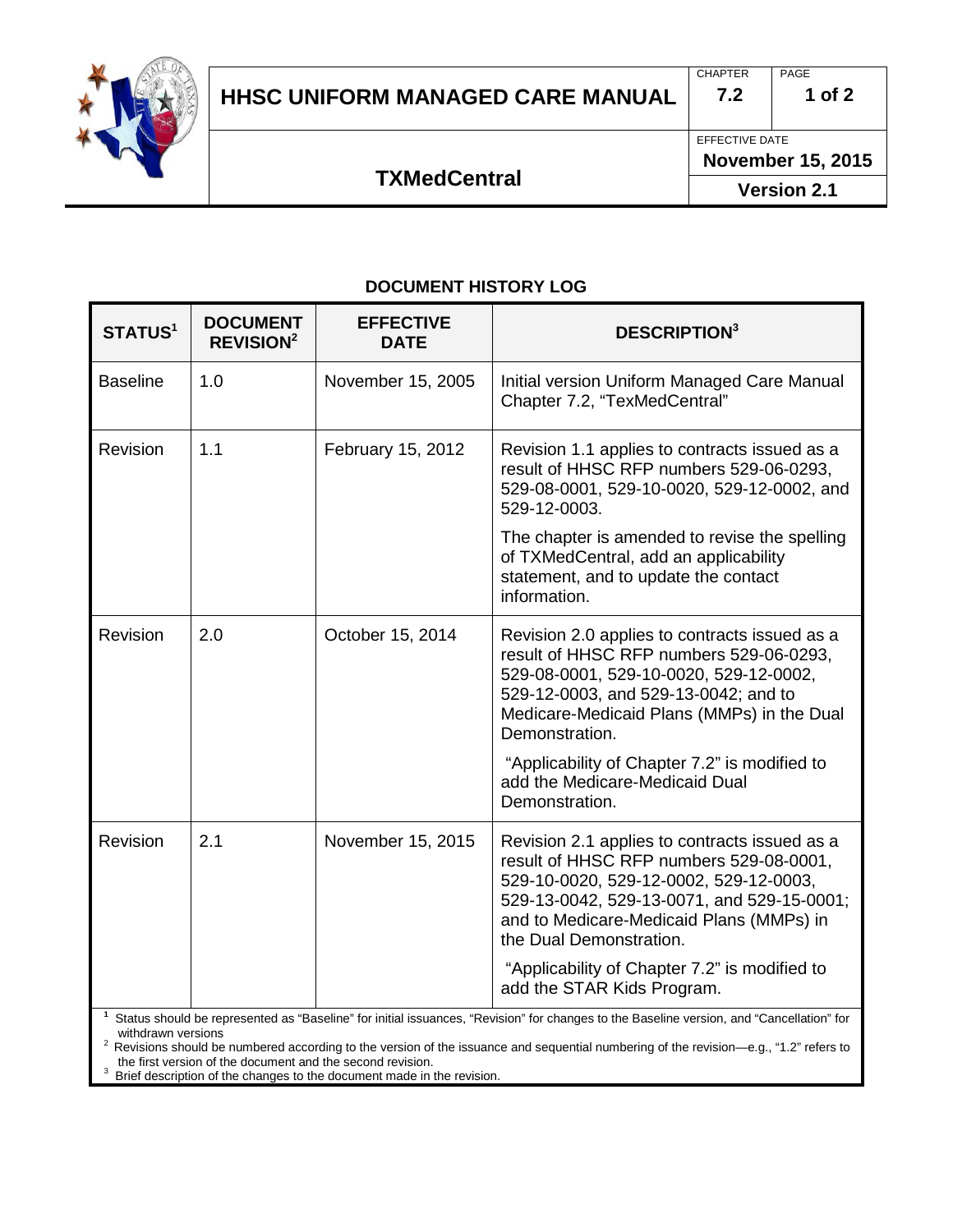# HHSC UNIFORM MANAGED CARE MANUAL

| CHAPTER | PAGE |
|---|---|
| 7.2 | 1 of 2 |

EFFECTIVE DATE
**November 15, 2015**

## TXMedCentral

**Version 2.1**

### DOCUMENT HISTORY LOG

| STATUS[1] | DOCUMENT REVISION[2] | EFFECTIVE DATE | DESCRIPTION[3] |
|---|---|---|---|
| Baseline | 1.0 | November 15, 2005 | Initial version Uniform Managed Care Manual Chapter 7.2, "TexMedCentral" |
| Revision | 1.1 | February 15, 2012 | Revision 1.1 applies to contracts issued as a result of HHSC RFP numbers 529-06-0293, 529-08-0001, 529-10-0020, 529-12-0002, and 529-12-0003.<br><br>The chapter is amended to revise the spelling of TXMedCentral, add an applicability statement, and to update the contact information. |
| Revision | 2.0 | October 15, 2014 | Revision 2.0 applies to contracts issued as a result of HHSC RFP numbers 529-06-0293, 529-08-0001, 529-10-0020, 529-12-0002, 529-12-0003, and 529-13-0042; and to Medicare-Medicaid Plans (MMPs) in the Dual Demonstration.<br><br>"Applicability of Chapter 7.2" is modified to add the Medicare-Medicaid Dual Demonstration. |
| Revision | 2.1 | November 15, 2015 | Revision 2.1 applies to contracts issued as a result of HHSC RFP numbers 529-08-0001, 529-10-0020, 529-12-0002, 529-12-0003, 529-13-0042, 529-13-0071, and 529-15-0001; and to Medicare-Medicaid Plans (MMPs) in the Dual Demonstration.<br><br>"Applicability of Chapter 7.2" is modified to add the STAR Kids Program. |

[1] Status should be represented as "Baseline" for initial issuances, "Revision" for changes to the Baseline version, and "Cancellation" for withdrawn versions

[2] Revisions should be numbered according to the version of the issuance and sequential numbering of the revision—e.g., "1.2" refers to the first version of the document and the second revision.

[3] Brief description of the changes to the document made in the revision.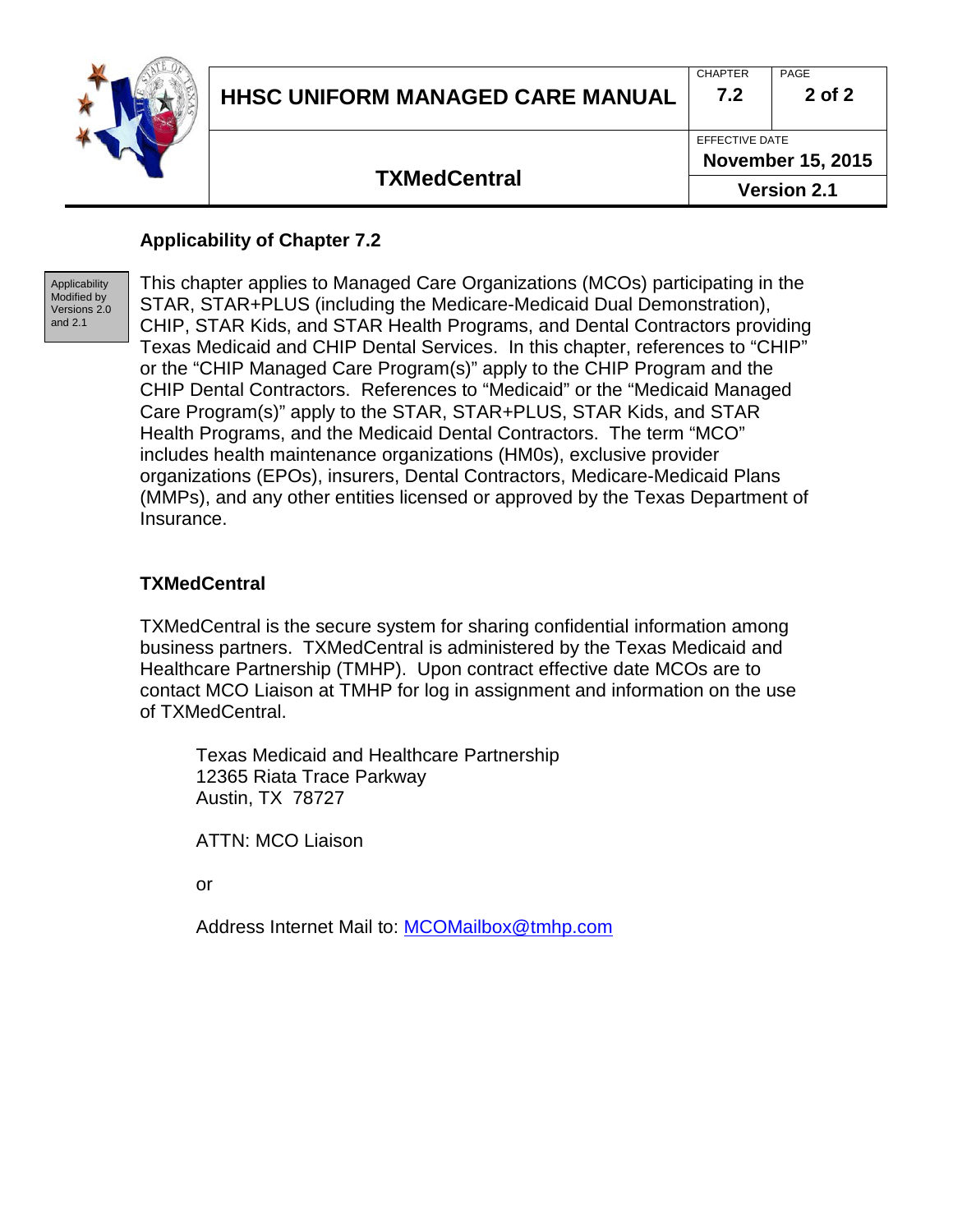## Applicability of Chapter 7.2

Applicability Modified by Versions 2.0 and 2.1

This chapter applies to Managed Care Organizations (MCOs) participating in the STAR, STAR+PLUS (including the Medicare-Medicaid Dual Demonstration), CHIP, STAR Kids, and STAR Health Programs, and Dental Contractors providing Texas Medicaid and CHIP Dental Services. In this chapter, references to "CHIP" or the "CHIP Managed Care Program(s)" apply to the CHIP Program and the CHIP Dental Contractors. References to "Medicaid" or the "Medicaid Managed Care Program(s)" apply to the STAR, STAR+PLUS, STAR Kids, and STAR Health Programs, and the Medicaid Dental Contractors. The term "MCO" includes health maintenance organizations (HM0s), exclusive provider organizations (EPOs), insurers, Dental Contractors, Medicare-Medicaid Plans (MMPs), and any other entities licensed or approved by the Texas Department of Insurance.

## TXMedCentral

TXMedCentral is the secure system for sharing confidential information among business partners. TXMedCentral is administered by the Texas Medicaid and Healthcare Partnership (TMHP). Upon contract effective date MCOs are to contact MCO Liaison at TMHP for log in assignment and information on the use of TXMedCentral.

Texas Medicaid and Healthcare Partnership
12365 Riata Trace Parkway
Austin, TX 78727

ATTN: MCO Liaison

or

Address Internet Mail to: MCOMailbox@tmhp.com